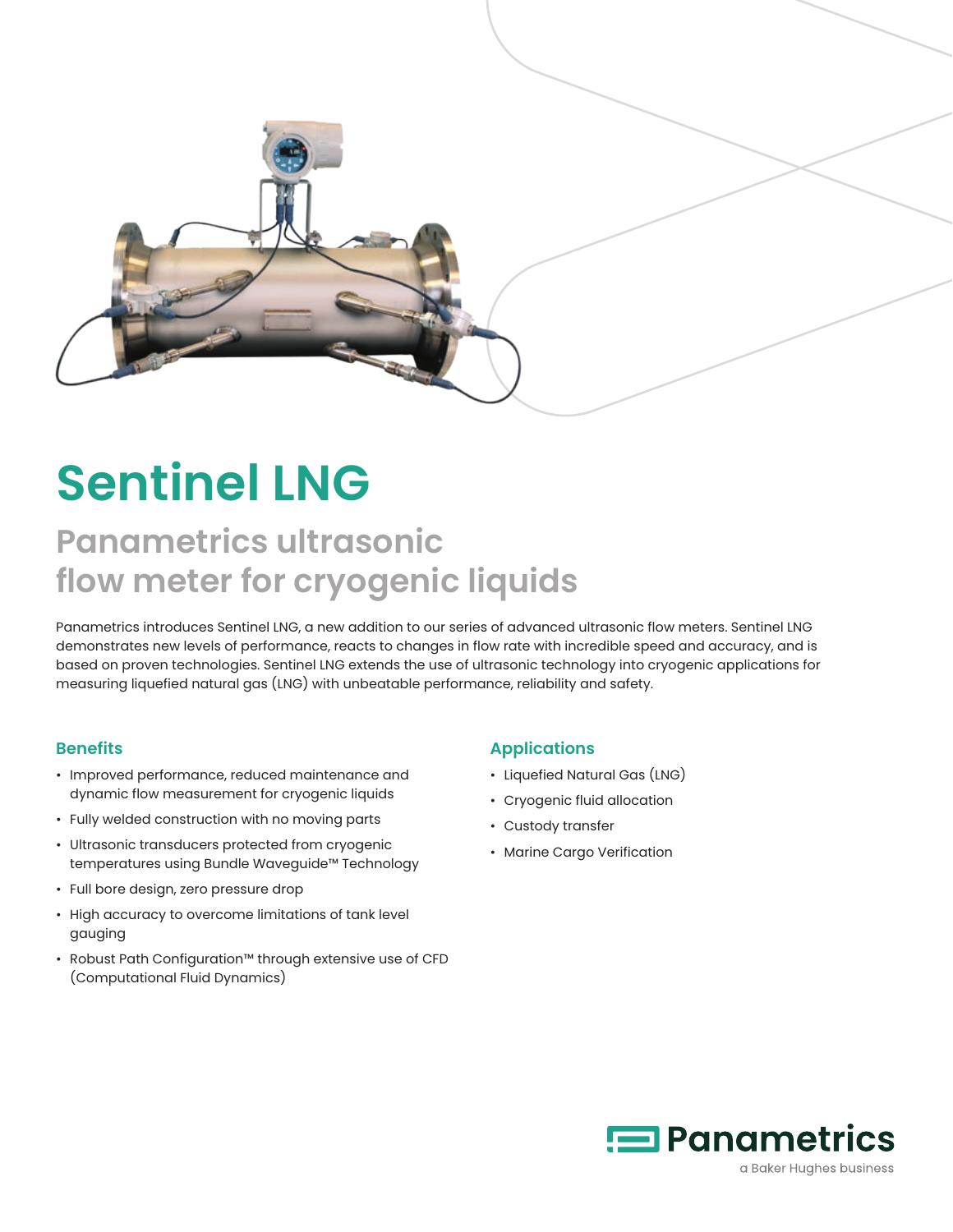# Sentinel LNG

## Panametrics ultrasonic flow meter for cryogenic liquids

Panametrics introduces Sentinel LNG, a new addition to our series of advanced ultrasonic flow meters. Sentinel LNG demonstrates new levels of performance, reacts to changes in flow rate with incredible speed and accuracy, and is based on proven technologies. Sentinel LNG extends the use of ultrasonic technology into cryogenic applications for measuring liquefied natural gas (LNG) with unbeatable performance, reliability and safety.

### Benefits

- Improved performance, reduced maintenance and dynamic flow measurement for cryogenic liquids
- Fully welded construction with no moving parts
- Ultrasonic transducers protected from cryogenic temperatures using Bundle Waveguide™ Technology
- Full bore design, zero pressure drop
- High accuracy to overcome limitations of tank level gauging
- Robust Path Configuration™ through extensive use of CFD (Computational Fluid Dynamics)

### Applications

- Liquefied Natural Gas (LNG)
- Cryogenic fluid allocation
- Custody transfer
- Marine Cargo Verification

Panametrics
a Baker Hughes business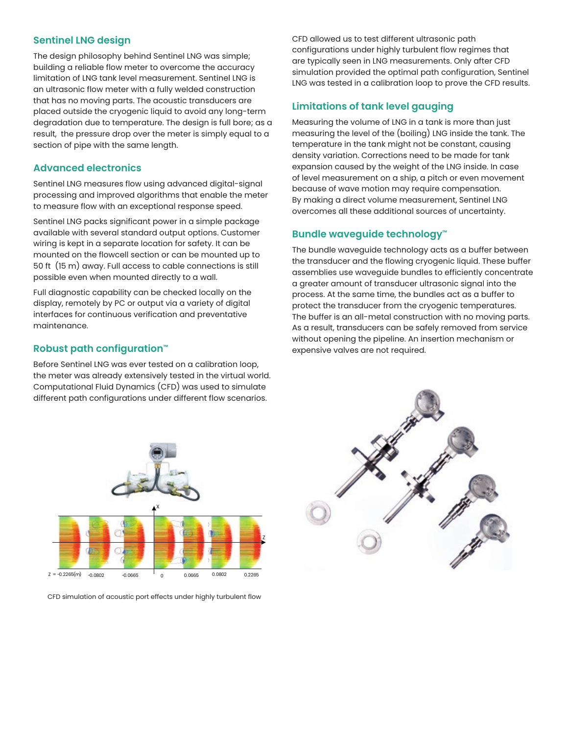## Sentinel LNG design

The design philosophy behind Sentinel LNG was simple; building a reliable flow meter to overcome the accuracy limitation of LNG tank level measurement. Sentinel LNG is an ultrasonic flow meter with a fully welded construction that has no moving parts. The acoustic transducers are placed outside the cryogenic liquid to avoid any long-term degradation due to temperature. The design is full bore; as a result, the pressure drop over the meter is simply equal to a section of pipe with the same length.

## Advanced electronics

Sentinel LNG measures flow using advanced digital-signal processing and improved algorithms that enable the meter to measure flow with an exceptional response speed.

Sentinel LNG packs significant power in a simple package available with several standard output options. Customer wiring is kept in a separate location for safety. It can be mounted on the flowcell section or can be mounted up to 50 ft (15 m) away. Full access to cable connections is still possible even when mounted directly to a wall.

Full diagnostic capability can be checked locally on the display, remotely by PC or output via a variety of digital interfaces for continuous verification and preventative maintenance.

## Robust path configuration™

Before Sentinel LNG was ever tested on a calibration loop, the meter was already extensively tested in the virtual world. Computational Fluid Dynamics (CFD) was used to simulate different path configurations under different flow scenarios.

CFD allowed us to test different ultrasonic path configurations under highly turbulent flow regimes that are typically seen in LNG measurements. Only after CFD simulation provided the optimal path configuration, Sentinel LNG was tested in a calibration loop to prove the CFD results.

CFD simulation of acoustic port effects under highly turbulent flow

## Limitations of tank level gauging

Measuring the volume of LNG in a tank is more than just measuring the level of the (boiling) LNG inside the tank. The temperature in the tank might not be constant, causing density variation. Corrections need to be made for tank expansion caused by the weight of the LNG inside. In case of level measurement on a ship, a pitch or even movement because of wave motion may require compensation. By making a direct volume measurement, Sentinel LNG overcomes all these additional sources of uncertainty.

## Bundle waveguide technology™

The bundle waveguide technology acts as a buffer between the transducer and the flowing cryogenic liquid. These buffer assemblies use waveguide bundles to efficiently concentrate a greater amount of transducer ultrasonic signal into the process. At the same time, the bundles act as a buffer to protect the transducer from the cryogenic temperatures. The buffer is an all-metal construction with no moving parts. As a result, transducers can be safely removed from service without opening the pipeline. An insertion mechanism or expensive valves are not required.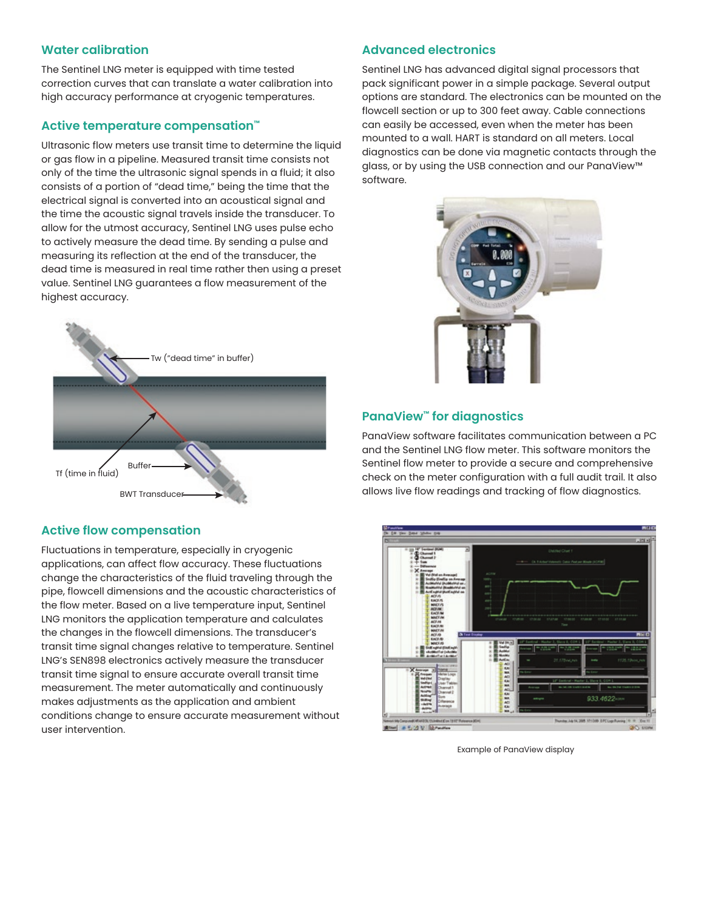## Water calibration

The Sentinel LNG meter is equipped with time tested correction curves that can translate a water calibration into high accuracy performance at cryogenic temperatures.

## Active temperature compensation™

Ultrasonic flow meters use transit time to determine the liquid or gas flow in a pipeline. Measured transit time consists not only of the time the ultrasonic signal spends in a fluid; it also consists of a portion of "dead time," being the time that the electrical signal is converted into an acoustical signal and the time the acoustic signal travels inside the transducer. To allow for the utmost accuracy, Sentinel LNG uses pulse echo to actively measure the dead time. By sending a pulse and measuring its reflection at the end of the transducer, the dead time is measured in real time rather then using a preset value. Sentinel LNG guarantees a flow measurement of the highest accuracy.

Tw ("dead time" in buffer)

Tf (time in fluid)

Buffer

BWT Transducer

## Active flow compensation

Fluctuations in temperature, especially in cryogenic applications, can affect flow accuracy. These fluctuations change the characteristics of the fluid traveling through the pipe, flowcell dimensions and the acoustic characteristics of the flow meter. Based on a live temperature input, Sentinel LNG monitors the application temperature and calculates the changes in the flowcell dimensions. The transducer's transit time signal changes relative to temperature. Sentinel LNG's SEN898 electronics actively measure the transducer transit time signal to ensure accurate overall transit time measurement. The meter automatically and continuously makes adjustments as the application and ambient conditions change to ensure accurate measurement without user intervention.

## Advanced electronics

Sentinel LNG has advanced digital signal processors that pack significant power in a simple package. Several output options are standard. The electronics can be mounted on the flowcell section or up to 300 feet away. Cable connections can easily be accessed, even when the meter has been mounted to a wall. HART is standard on all meters. Local diagnostics can be done via magnetic contacts through the glass, or by using the USB connection and our PanaView™ software.

## PanaView™ for diagnostics

PanaView software facilitates communication between a PC and the Sentinel LNG flow meter. This software monitors the Sentinel flow meter to provide a secure and comprehensive check on the meter configuration with a full audit trail. It also allows live flow readings and tracking of flow diagnostics.

Example of PanaView display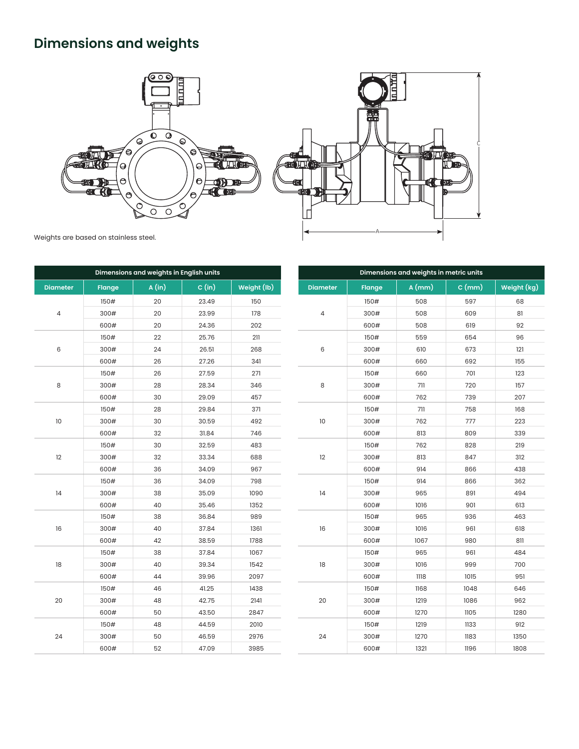## Dimensions and weights

Weights are based on stainless steel.

| Dimensions and weights in English units | | | | |
|---|---|---|---|---|
| Diameter | Flange | A (in) | C (in) | Weight (lb) |
| 4 | 150# | 20 | 23.49 | 150 |
| | 300# | 20 | 23.99 | 178 |
| | 600# | 20 | 24.36 | 202 |
| 6 | 150# | 22 | 25.76 | 211 |
| | 300# | 24 | 26.51 | 268 |
| | 600# | 26 | 27.26 | 341 |
| 8 | 150# | 26 | 27.59 | 271 |
| | 300# | 28 | 28.34 | 346 |
| | 600# | 30 | 29.09 | 457 |
| 10 | 150# | 28 | 29.84 | 371 |
| | 300# | 30 | 30.59 | 492 |
| | 600# | 32 | 31.84 | 746 |
| 12 | 150# | 30 | 32.59 | 483 |
| | 300# | 32 | 33.34 | 688 |
| | 600# | 36 | 34.09 | 967 |
| 14 | 150# | 36 | 34.09 | 798 |
| | 300# | 38 | 35.09 | 1090 |
| | 600# | 40 | 35.46 | 1352 |
| 16 | 150# | 38 | 36.84 | 989 |
| | 300# | 40 | 37.84 | 1361 |
| | 600# | 42 | 38.59 | 1788 |
| 18 | 150# | 38 | 37.84 | 1067 |
| | 300# | 40 | 39.34 | 1542 |
| | 600# | 44 | 39.96 | 2097 |
| 20 | 150# | 46 | 41.25 | 1438 |
| | 300# | 48 | 42.75 | 2141 |
| | 600# | 50 | 43.50 | 2847 |
| 24 | 150# | 48 | 44.59 | 2010 |
| | 300# | 50 | 46.59 | 2976 |
| | 600# | 52 | 47.09 | 3985 |

| Dimensions and weights in metric units | | | | |
|---|---|---|---|---|
| Diameter | Flange | A (mm) | C (mm) | Weight (kg) |
| 4 | 150# | 508 | 597 | 68 |
| | 300# | 508 | 609 | 81 |
| | 600# | 508 | 619 | 92 |
| 6 | 150# | 559 | 654 | 96 |
| | 300# | 610 | 673 | 121 |
| | 600# | 660 | 692 | 155 |
| 8 | 150# | 660 | 701 | 123 |
| | 300# | 711 | 720 | 157 |
| | 600# | 762 | 739 | 207 |
| 10 | 150# | 711 | 758 | 168 |
| | 300# | 762 | 777 | 223 |
| | 600# | 813 | 809 | 339 |
| 12 | 150# | 762 | 828 | 219 |
| | 300# | 813 | 847 | 312 |
| | 600# | 914 | 866 | 438 |
| 14 | 150# | 914 | 866 | 362 |
| | 300# | 965 | 891 | 494 |
| | 600# | 1016 | 901 | 613 |
| 16 | 150# | 965 | 936 | 463 |
| | 300# | 1016 | 961 | 618 |
| | 600# | 1067 | 980 | 811 |
| 18 | 150# | 965 | 961 | 484 |
| | 300# | 1016 | 999 | 700 |
| | 600# | 1118 | 1015 | 951 |
| 20 | 150# | 1168 | 1048 | 646 |
| | 300# | 1219 | 1086 | 962 |
| | 600# | 1270 | 1105 | 1280 |
| 24 | 150# | 1219 | 1133 | 912 |
| | 300# | 1270 | 1183 | 1350 |
| | 600# | 1321 | 1196 | 1808 |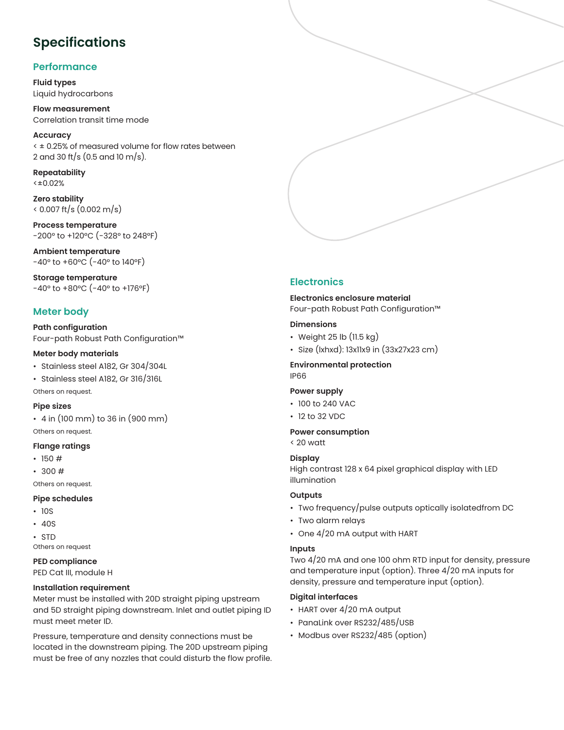# Specifications

## Performance

**Fluid types**
Liquid hydrocarbons

**Flow measurement**
Correlation transit time mode

**Accuracy**
< ± 0.25% of measured volume for flow rates between 2 and 30 ft/s (0.5 and 10 m/s).

**Repeatability**
<±0.02%

**Zero stability**
< 0.007 ft/s (0.002 m/s)

**Process temperature**
-200° to +120°C (-328° to 248°F)

**Ambient temperature**
-40° to +60°C (-40° to 140°F)

**Storage temperature**
-40° to +80°C (-40° to +176°F)

## Meter body

**Path configuration**
Four-path Robust Path Configuration™

**Meter body materials**

- Stainless steel A182, Gr 304/304L
- Stainless steel A182, Gr 316/316L

Others on request.

**Pipe sizes**

- 4 in (100 mm) to 36 in (900 mm)

Others on request.

**Flange ratings**

- 150 #
- 300 #

Others on request.

**Pipe schedules**

- 10S
- 40S
- STD

Others on request

**PED compliance**
PED Cat III, module H

**Installation requirement**
Meter must be installed with 20D straight piping upstream and 5D straight piping downstream. Inlet and outlet piping ID must meet meter ID.

Pressure, temperature and density connections must be located in the downstream piping. The 20D upstream piping must be free of any nozzles that could disturb the flow profile.

## Electronics

**Electronics enclosure material**
Four-path Robust Path Configuration™

**Dimensions**

- Weight 25 lb (11.5 kg)
- Size (lxhxd): 13x11x9 in (33x27x23 cm)

**Environmental protection**
IP66

**Power supply**

- 100 to 240 VAC
- 12 to 32 VDC

**Power consumption**
< 20 watt

**Display**
High contrast 128 x 64 pixel graphical display with LED illumination

**Outputs**

- Two frequency/pulse outputs optically isolatedfrom DC
- Two alarm relays
- One 4/20 mA output with HART

**Inputs**
Two 4/20 mA and one 100 ohm RTD input for density, pressure and temperature input (option). Three 4/20 mA inputs for density, pressure and temperature input (option).

**Digital interfaces**

- HART over 4/20 mA output
- PanaLink over RS232/485/USB
- Modbus over RS232/485 (option)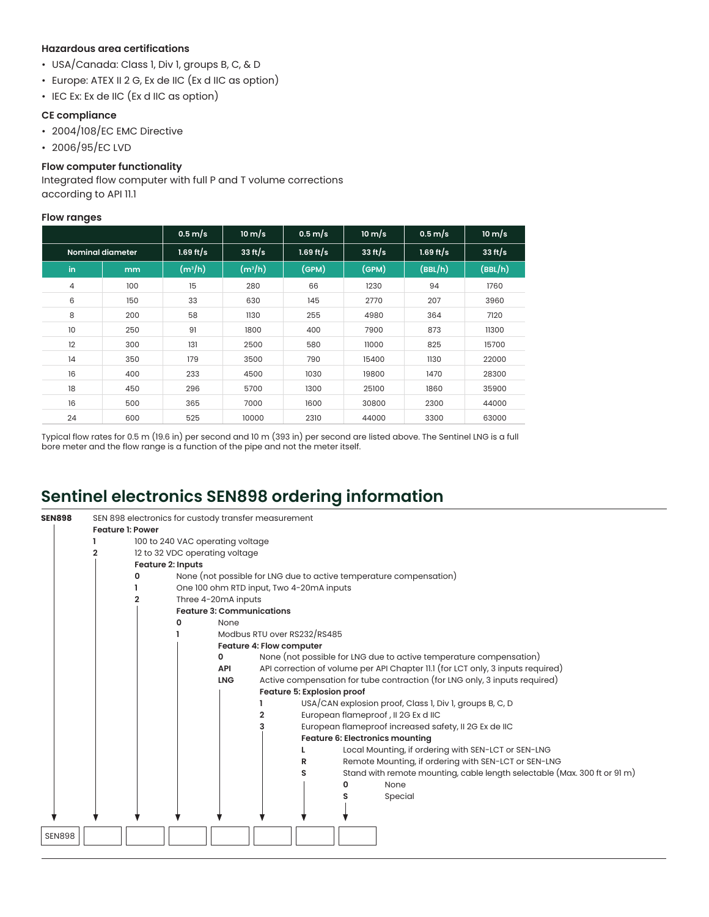**Hazardous area certifications**

- USA/Canada: Class 1, Div 1, groups B, C, & D
- Europe: ATEX II 2 G, Ex de IIC (Ex d IIC as option)
- IEC Ex: Ex de IIC (Ex d IIC as option)

**CE compliance**

- 2004/108/EC EMC Directive
- 2006/95/EC LVD

**Flow computer functionality**

Integrated flow computer with full P and T volume corrections according to API 11.1

**Flow ranges**

| Nominal diameter | | 0.5 m/s 1.69 ft/s | 10 m/s 33 ft/s | 0.5 m/s 1.69 ft/s | 10 m/s 33 ft/s | 0.5 m/s 1.69 ft/s | 10 m/s 33 ft/s |
|---|---|---|---|---|---|---|---|
| in | mm | ($m^3$/h) | ($m^3$/h) | (GPM) | (GPM) | (BBL/h) | (BBL/h) |
| 4 | 100 | 15 | 280 | 66 | 1230 | 94 | 1760 |
| 6 | 150 | 33 | 630 | 145 | 2770 | 207 | 3960 |
| 8 | 200 | 58 | 1130 | 255 | 4980 | 364 | 7120 |
| 10 | 250 | 91 | 1800 | 400 | 7900 | 873 | 11300 |
| 12 | 300 | 131 | 2500 | 580 | 11000 | 825 | 15700 |
| 14 | 350 | 179 | 3500 | 790 | 15400 | 1130 | 22000 |
| 16 | 400 | 233 | 4500 | 1030 | 19800 | 1470 | 28300 |
| 18 | 450 | 296 | 5700 | 1300 | 25100 | 1860 | 35900 |
| 16 | 500 | 365 | 7000 | 1600 | 30800 | 2300 | 44000 |
| 24 | 600 | 525 | 10000 | 2310 | 44000 | 3300 | 63000 |

Typical flow rates for 0.5 m (19.6 in) per second and 10 m (393 in) per second are listed above. The Sentinel LNG is a full bore meter and the flow range is a function of the pipe and not the meter itself.

## Sentinel electronics SEN898 ordering information

**SEN898** — SEN 898 electronics for custody transfer measurement

**Feature 1: Power**

- **1** — 100 to 240 VAC operating voltage
- **2** — 12 to 32 VDC operating voltage

**Feature 2: Inputs**

- **0** — None (not possible for LNG due to active temperature compensation)
- **1** — One 100 ohm RTD input, Two 4-20mA inputs
- **2** — Three 4-20mA inputs

**Feature 3: Communications**

- **0** — None
- **1** — Modbus RTU over RS232/RS485

**Feature 4: Flow computer**

- **0** — None (not possible for LNG due to active temperature compensation)
- **API** — API correction of volume per API Chapter 11.1 (for LCT only, 3 inputs required)
- **LNG** — Active compensation for tube contraction (for LNG only, 3 inputs required)

**Feature 5: Explosion proof**

- **1** — USA/CAN explosion proof, Class 1, Div 1, groups B, C, D
- **2** — European flameproof , II 2G Ex d IIC
- **3** — European flameproof increased safety, II 2G Ex de IIC

**Feature 6: Electronics mounting**

- **L** — Local Mounting, if ordering with SEN-LCT or SEN-LNG
- **R** — Remote Mounting, if ordering with SEN-LCT or SEN-LNG
- **S** — Stand with remote mounting, cable length selectable (Max. 300 ft or 91 m)

- **0** — None
- **S** — Special

| SEN898 | | | | | | | |
|---|---|---|---|---|---|---|---|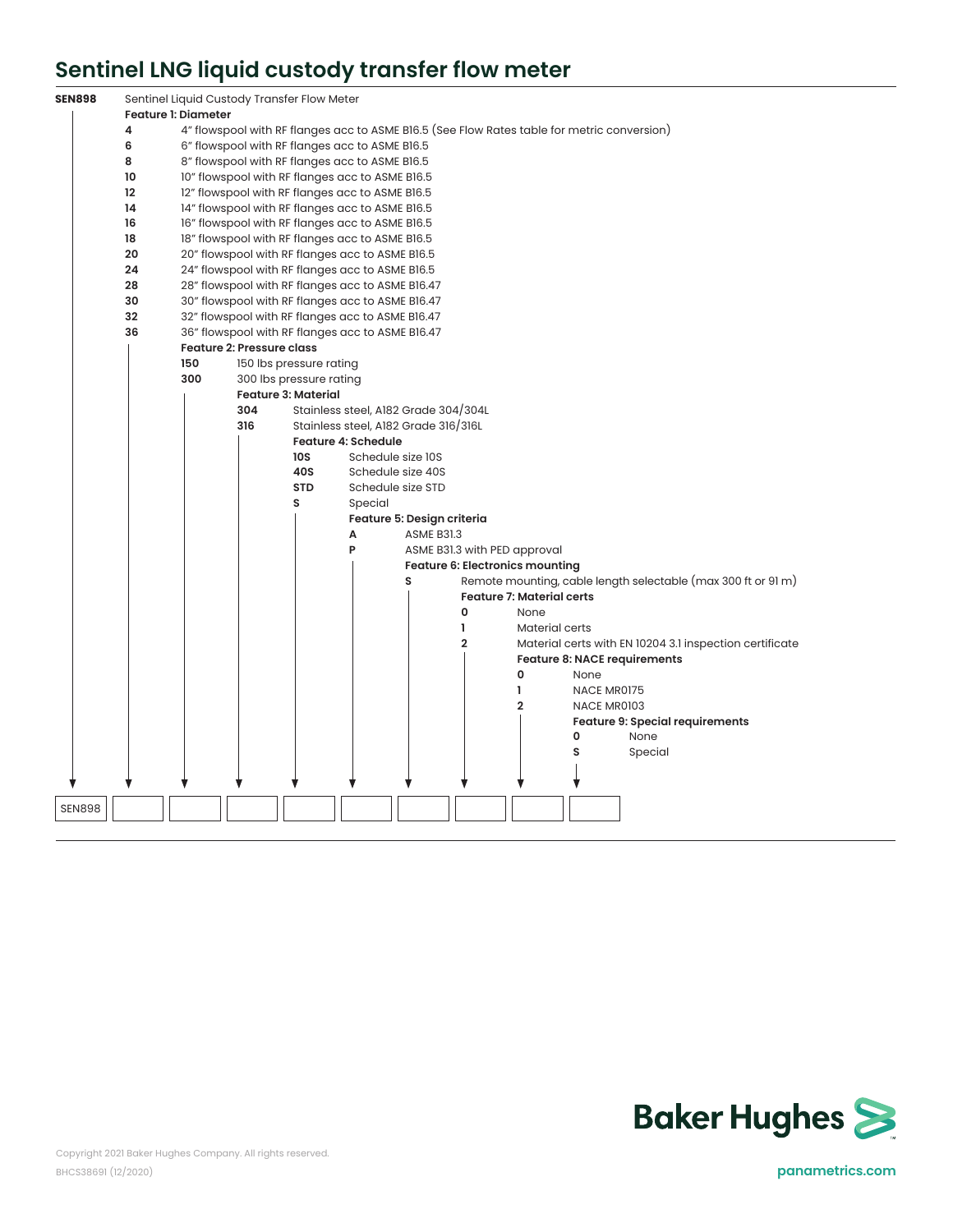# Sentinel LNG liquid custody transfer flow meter

**SEN898** Sentinel Liquid Custody Transfer Flow Meter

**Feature 1: Diameter**

| Code | Description |
|---|---|
| **4** | 4" flowspool with RF flanges acc to ASME B16.5 (See Flow Rates table for metric conversion) |
| **6** | 6" flowspool with RF flanges acc to ASME B16.5 |
| **8** | 8" flowspool with RF flanges acc to ASME B16.5 |
| **10** | 10" flowspool with RF flanges acc to ASME B16.5 |
| **12** | 12" flowspool with RF flanges acc to ASME B16.5 |
| **14** | 14" flowspool with RF flanges acc to ASME B16.5 |
| **16** | 16" flowspool with RF flanges acc to ASME B16.5 |
| **18** | 18" flowspool with RF flanges acc to ASME B16.5 |
| **20** | 20" flowspool with RF flanges acc to ASME B16.5 |
| **24** | 24" flowspool with RF flanges acc to ASME B16.5 |
| **28** | 28" flowspool with RF flanges acc to ASME B16.47 |
| **30** | 30" flowspool with RF flanges acc to ASME B16.47 |
| **32** | 32" flowspool with RF flanges acc to ASME B16.47 |
| **36** | 36" flowspool with RF flanges acc to ASME B16.47 |

**Feature 2: Pressure class**

| Code | Description |
|---|---|
| **150** | 150 lbs pressure rating |
| **300** | 300 lbs pressure rating |

**Feature 3: Material**

| Code | Description |
|---|---|
| **304** | Stainless steel, A182 Grade 304/304L |
| **316** | Stainless steel, A182 Grade 316/316L |

**Feature 4: Schedule**

| Code | Description |
|---|---|
| **10S** | Schedule size 10S |
| **40S** | Schedule size 40S |
| **STD** | Schedule size STD |
| **S** | Special |

**Feature 5: Design criteria**

| Code | Description |
|---|---|
| **A** | ASME B31.3 |
| **P** | ASME B31.3 with PED approval |

**Feature 6: Electronics mounting**

| Code | Description |
|---|---|
| **S** | Remote mounting, cable length selectable (max 300 ft or 91 m) |

**Feature 7: Material certs**

| Code | Description |
|---|---|
| **0** | None |
| **1** | Material certs |
| **2** | Material certs with EN 10204 3.1 inspection certificate |

**Feature 8: NACE requirements**

| Code | Description |
|---|---|
| **0** | None |
| **1** | NACE MR0175 |
| **2** | NACE MR0103 |

**Feature 9: Special requirements**

| Code | Description |
|---|---|
| **0** | None |
| **S** | Special |

| SEN898 | | | | | | | | | |
|---|---|---|---|---|---|---|---|---|---|

Copyright 2021 Baker Hughes Company. All rights reserved.

BHCS38691 (12/2020)

panametrics.com